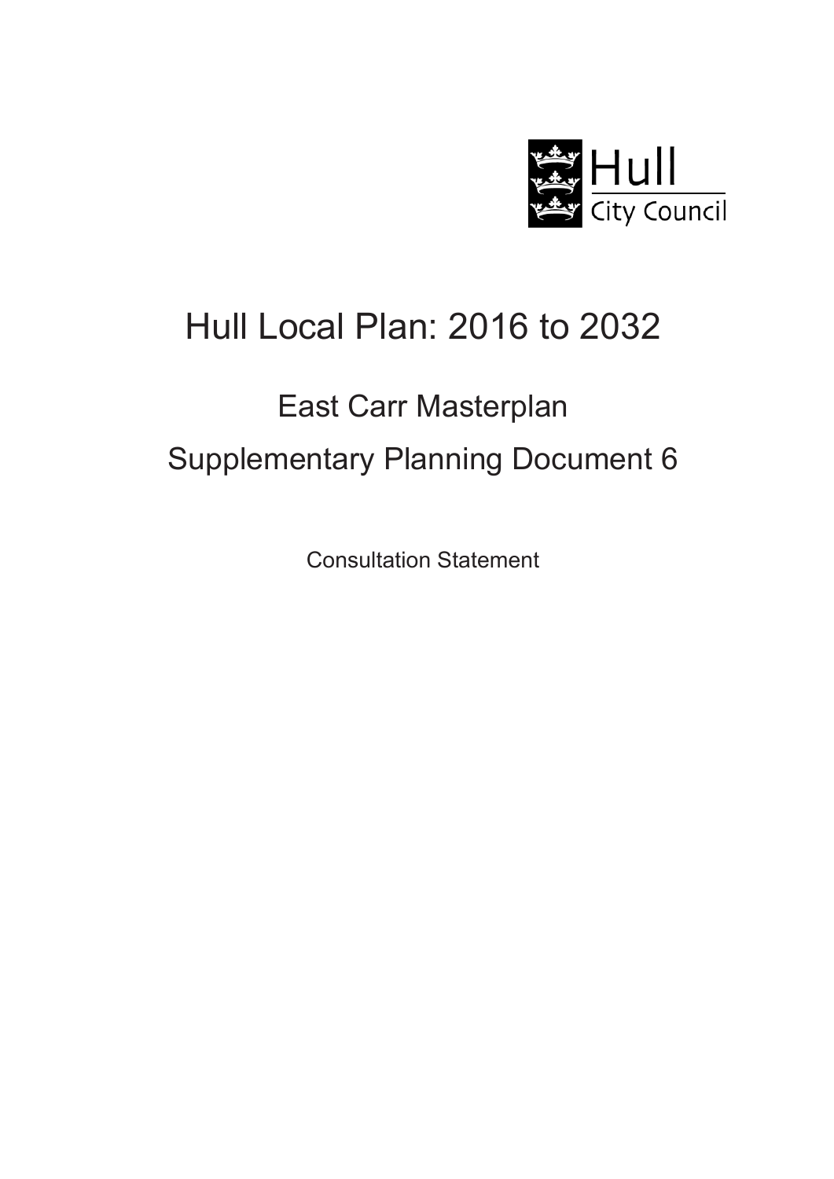Hull City Council

# Hull Local Plan: 2016 to 2032

## East Carr Masterplan

## Supplementary Planning Document 6

Consultation Statement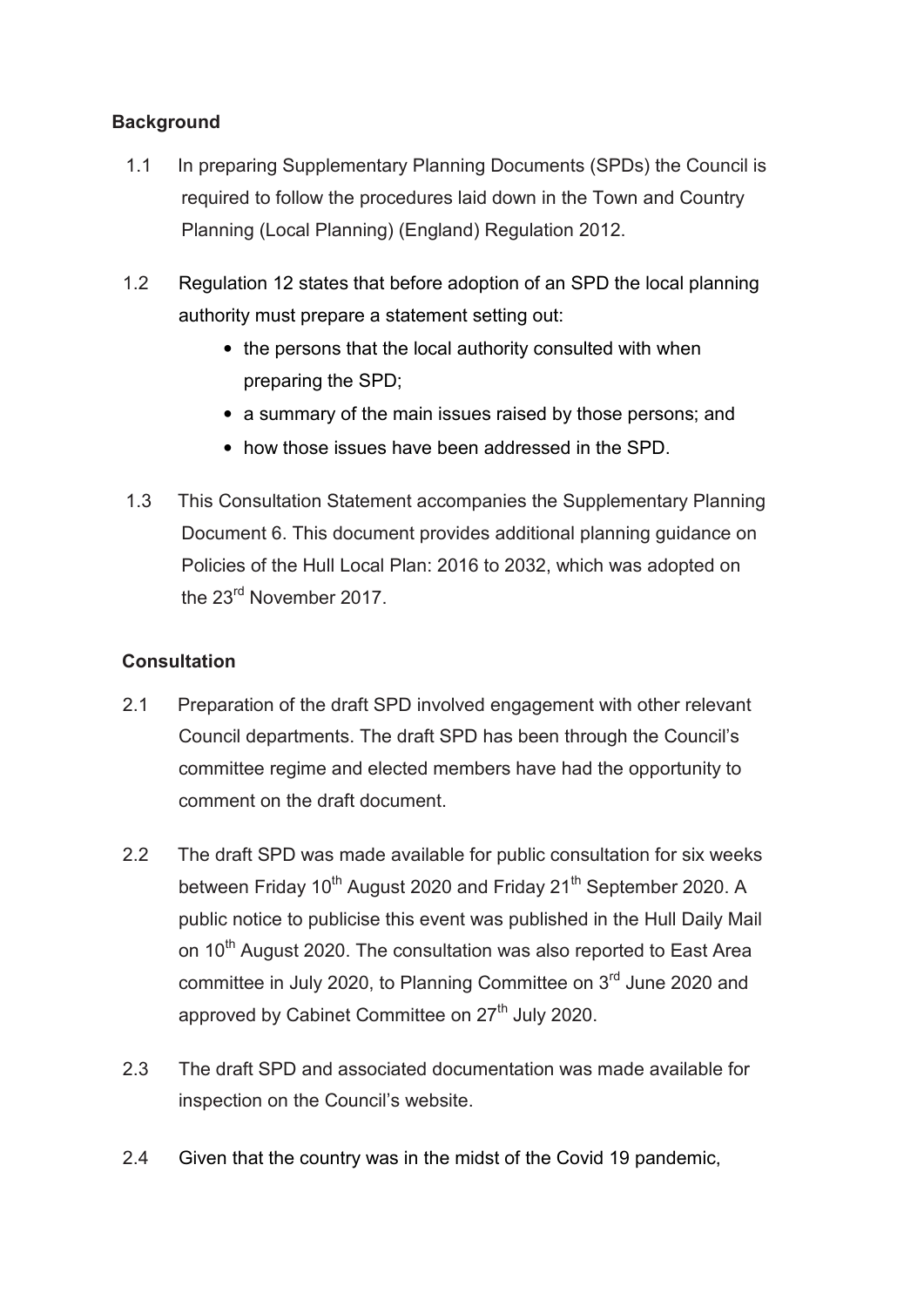**Background**

1.1 In preparing Supplementary Planning Documents (SPDs) the Council is required to follow the procedures laid down in the Town and Country Planning (Local Planning) (England) Regulation 2012.

1.2 Regulation 12 states that before adoption of an SPD the local planning authority must prepare a statement setting out:

- the persons that the local authority consulted with when preparing the SPD;
- a summary of the main issues raised by those persons; and
- how those issues have been addressed in the SPD.

1.3 This Consultation Statement accompanies the Supplementary Planning Document 6. This document provides additional planning guidance on Policies of the Hull Local Plan: 2016 to 2032, which was adopted on the 23rd November 2017.

**Consultation**

2.1 Preparation of the draft SPD involved engagement with other relevant Council departments. The draft SPD has been through the Council's committee regime and elected members have had the opportunity to comment on the draft document.

2.2 The draft SPD was made available for public consultation for six weeks between Friday 10th August 2020 and Friday 21th September 2020. A public notice to publicise this event was published in the Hull Daily Mail on 10th August 2020. The consultation was also reported to East Area committee in July 2020, to Planning Committee on 3rd June 2020 and approved by Cabinet Committee on 27th July 2020.

2.3 The draft SPD and associated documentation was made available for inspection on the Council's website.

2.4 Given that the country was in the midst of the Covid 19 pandemic,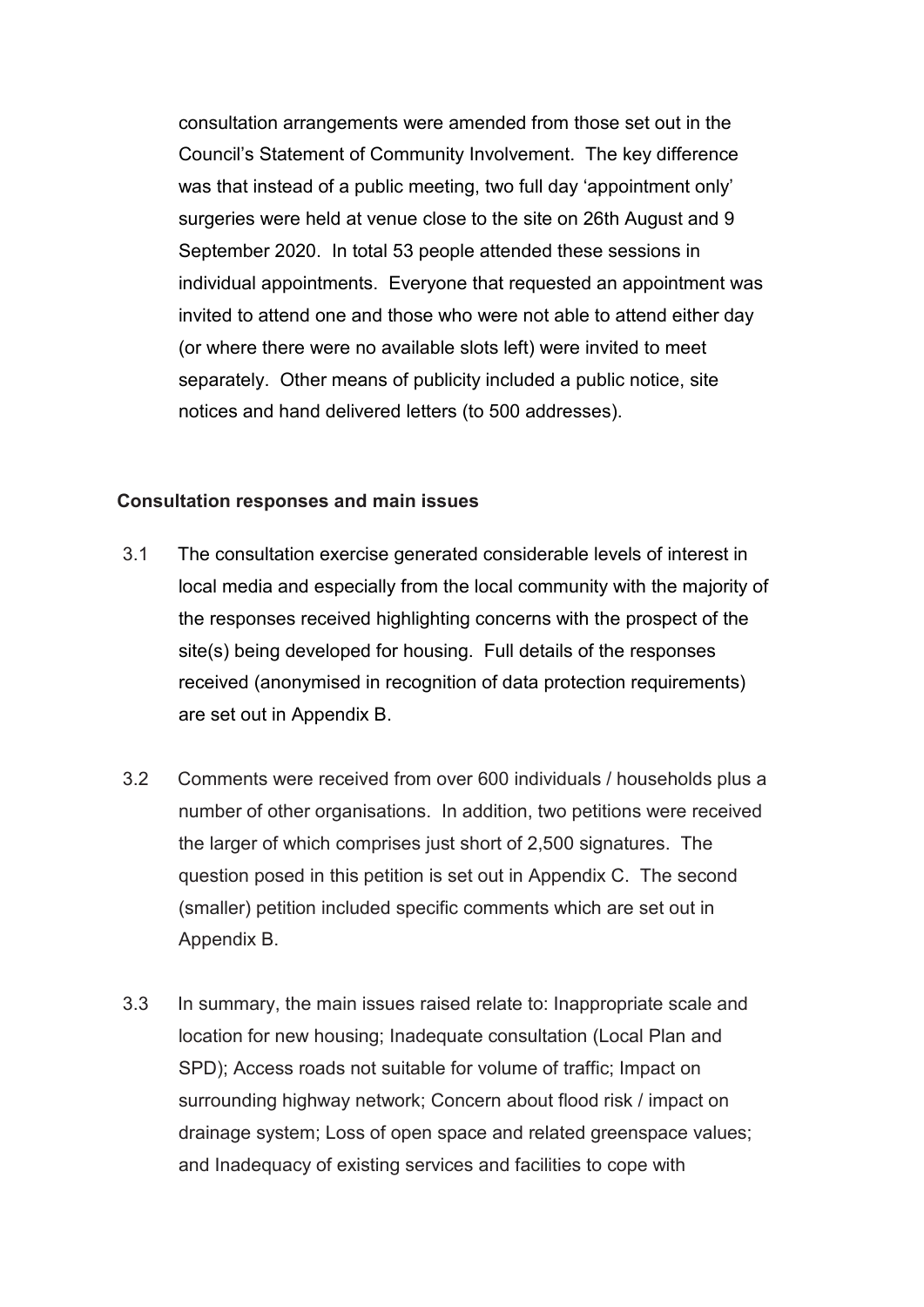consultation arrangements were amended from those set out in the Council's Statement of Community Involvement. The key difference was that instead of a public meeting, two full day 'appointment only' surgeries were held at venue close to the site on 26th August and 9 September 2020. In total 53 people attended these sessions in individual appointments. Everyone that requested an appointment was invited to attend one and those who were not able to attend either day (or where there were no available slots left) were invited to meet separately. Other means of publicity included a public notice, site notices and hand delivered letters (to 500 addresses).

**Consultation responses and main issues**

3.1 The consultation exercise generated considerable levels of interest in local media and especially from the local community with the majority of the responses received highlighting concerns with the prospect of the site(s) being developed for housing. Full details of the responses received (anonymised in recognition of data protection requirements) are set out in Appendix B.

3.2 Comments were received from over 600 individuals / households plus a number of other organisations. In addition, two petitions were received the larger of which comprises just short of 2,500 signatures. The question posed in this petition is set out in Appendix C. The second (smaller) petition included specific comments which are set out in Appendix B.

3.3 In summary, the main issues raised relate to: Inappropriate scale and location for new housing; Inadequate consultation (Local Plan and SPD); Access roads not suitable for volume of traffic; Impact on surrounding highway network; Concern about flood risk / impact on drainage system; Loss of open space and related greenspace values; and Inadequacy of existing services and facilities to cope with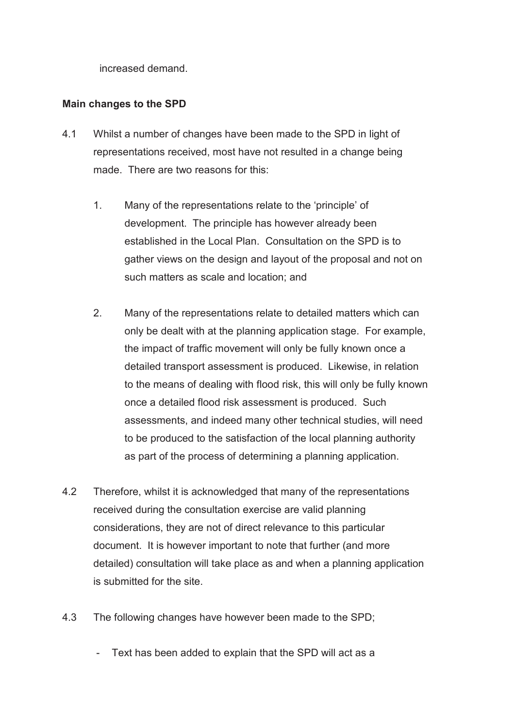increased demand.

**Main changes to the SPD**

4.1 Whilst a number of changes have been made to the SPD in light of representations received, most have not resulted in a change being made. There are two reasons for this:

1. Many of the representations relate to the 'principle' of development. The principle has however already been established in the Local Plan. Consultation on the SPD is to gather views on the design and layout of the proposal and not on such matters as scale and location; and

2. Many of the representations relate to detailed matters which can only be dealt with at the planning application stage. For example, the impact of traffic movement will only be fully known once a detailed transport assessment is produced. Likewise, in relation to the means of dealing with flood risk, this will only be fully known once a detailed flood risk assessment is produced. Such assessments, and indeed many other technical studies, will need to be produced to the satisfaction of the local planning authority as part of the process of determining a planning application.

4.2 Therefore, whilst it is acknowledged that many of the representations received during the consultation exercise are valid planning considerations, they are not of direct relevance to this particular document. It is however important to note that further (and more detailed) consultation will take place as and when a planning application is submitted for the site.

4.3 The following changes have however been made to the SPD;

- Text has been added to explain that the SPD will act as a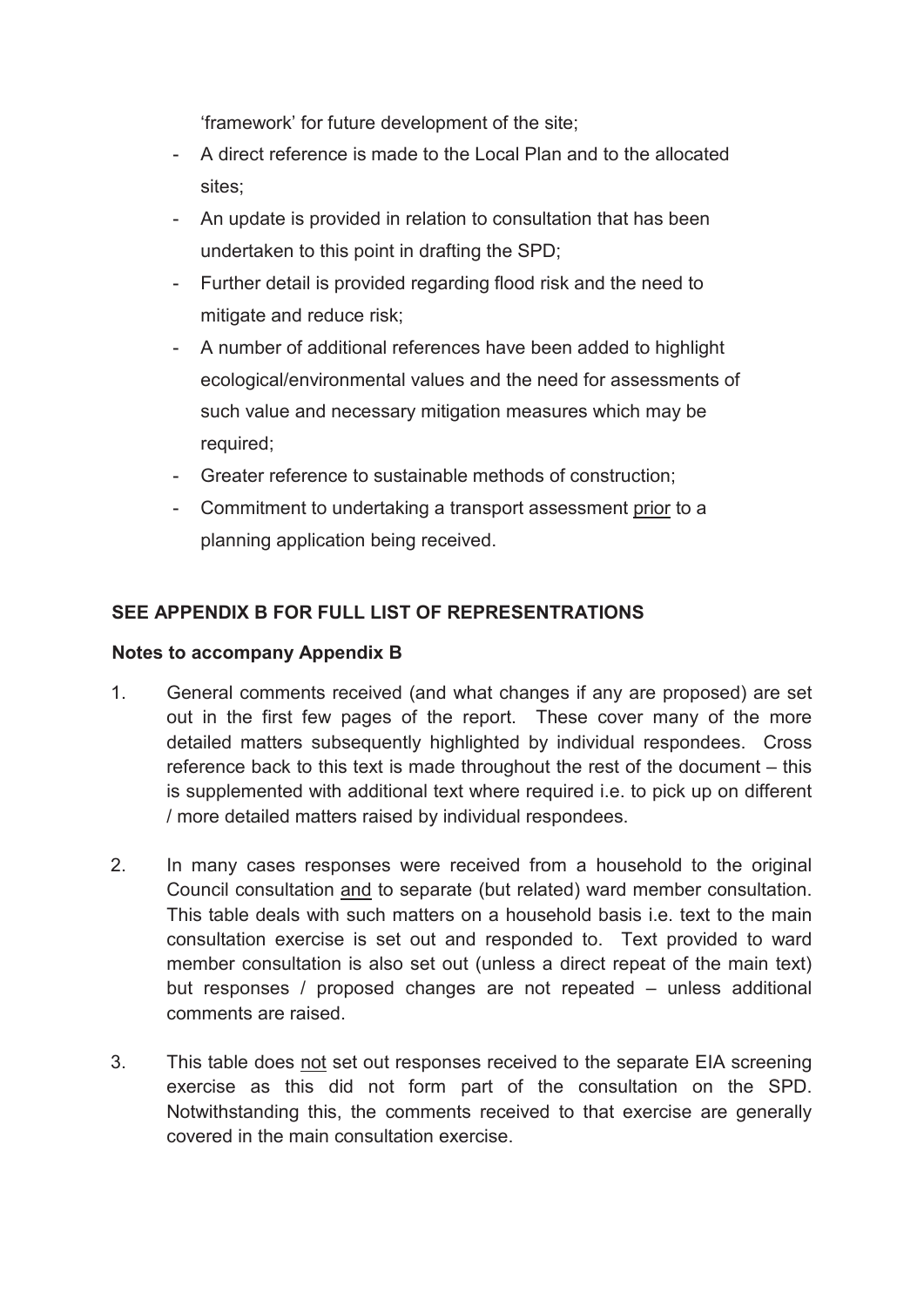'framework' for future development of the site;

- A direct reference is made to the Local Plan and to the allocated sites;
- An update is provided in relation to consultation that has been undertaken to this point in drafting the SPD;
- Further detail is provided regarding flood risk and the need to mitigate and reduce risk;
- A number of additional references have been added to highlight ecological/environmental values and the need for assessments of such value and necessary mitigation measures which may be required;
- Greater reference to sustainable methods of construction;
- Commitment to undertaking a transport assessment <u>prior</u> to a planning application being received.

**SEE APPENDIX B FOR FULL LIST OF REPRESENTATIONS**

**Notes to accompany Appendix B**

1. General comments received (and what changes if any are proposed) are set out in the first few pages of the report. These cover many of the more detailed matters subsequently highlighted by individual respondees. Cross reference back to this text is made throughout the rest of the document – this is supplemented with additional text where required i.e. to pick up on different / more detailed matters raised by individual respondees.

2. In many cases responses were received from a household to the original Council consultation <u>and</u> to separate (but related) ward member consultation. This table deals with such matters on a household basis i.e. text to the main consultation exercise is set out and responded to. Text provided to ward member consultation is also set out (unless a direct repeat of the main text) but responses / proposed changes are not repeated – unless additional comments are raised.

3. This table does <u>not</u> set out responses received to the separate EIA screening exercise as this did not form part of the consultation on the SPD. Notwithstanding this, the comments received to that exercise are generally covered in the main consultation exercise.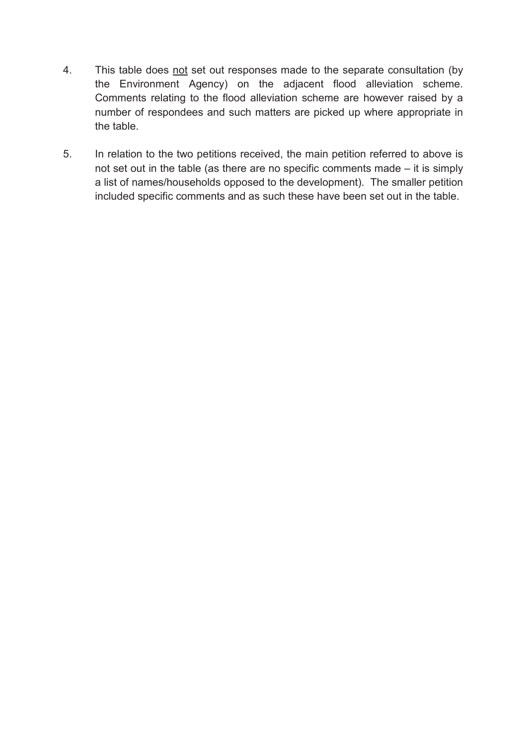4. This table does <u>not</u> set out responses made to the separate consultation (by the Environment Agency) on the adjacent flood alleviation scheme. Comments relating to the flood alleviation scheme are however raised by a number of respondees and such matters are picked up where appropriate in the table.

5. In relation to the two petitions received, the main petition referred to above is not set out in the table (as there are no specific comments made – it is simply a list of names/households opposed to the development). The smaller petition included specific comments and as such these have been set out in the table.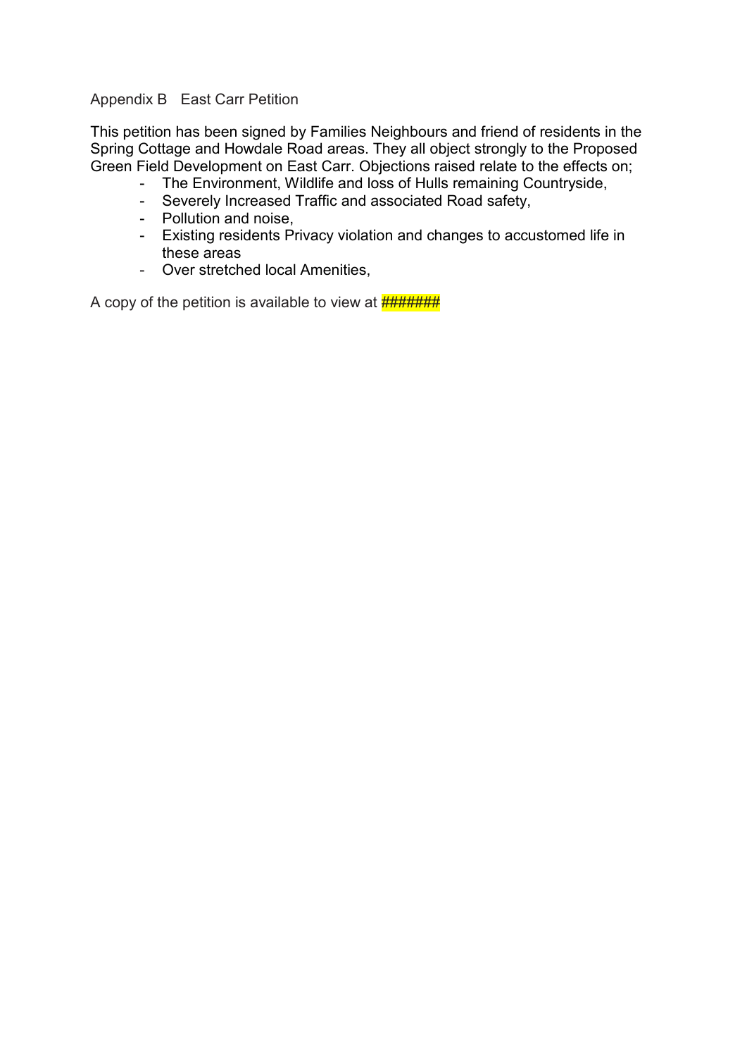Appendix B East Carr Petition

This petition has been signed by Families Neighbours and friend of residents in the Spring Cottage and Howdale Road areas. They all object strongly to the Proposed Green Field Development on East Carr. Objections raised relate to the effects on;

- The Environment, Wildlife and loss of Hulls remaining Countryside,
- Severely Increased Traffic and associated Road safety,
- Pollution and noise,
- Existing residents Privacy violation and changes to accustomed life in these areas
- Over stretched local Amenities,

A copy of the petition is available to view at #######